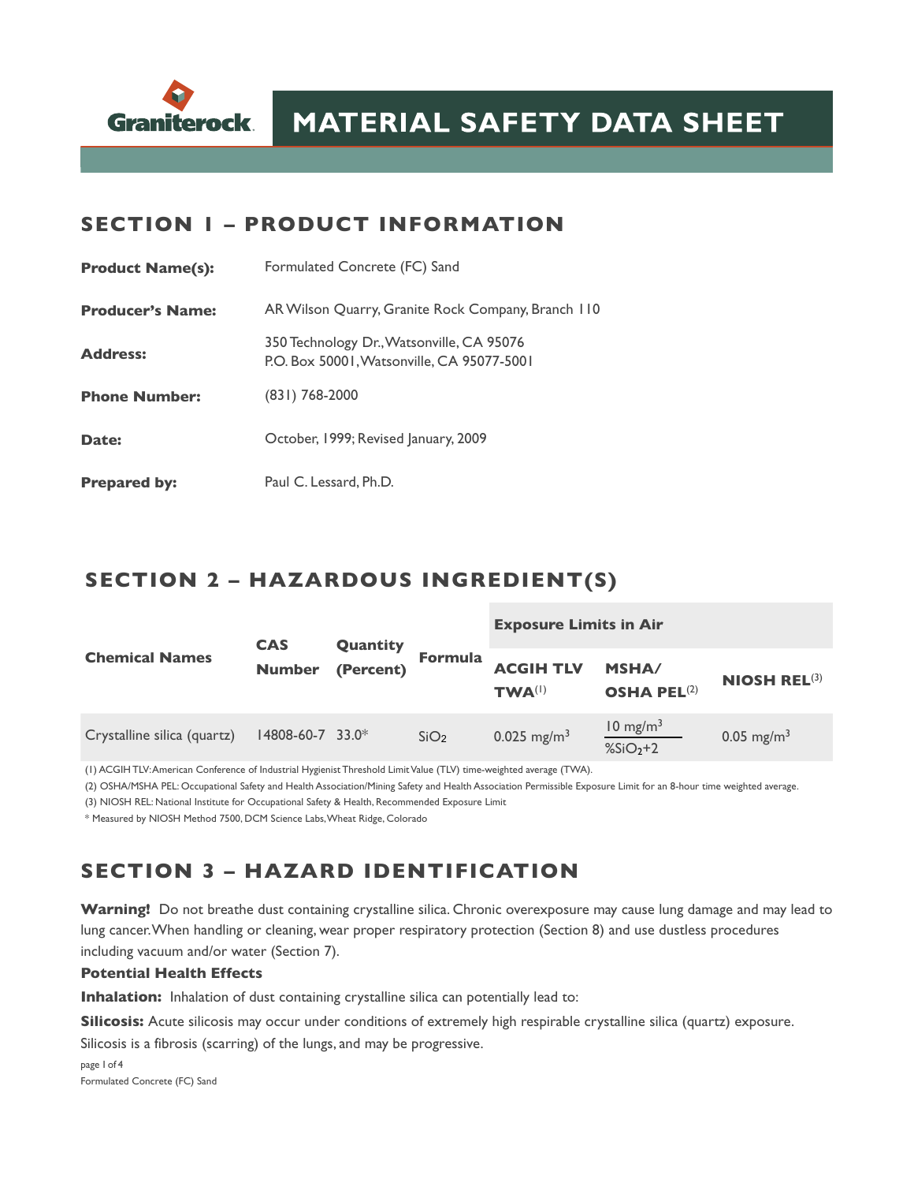Graniterock

# MATERIAL SAFETY DATA SHEET

## SECTION 1 – PRODUCT INFORMATION

**Product Name(s):** Formulated Concrete (FC) Sand

**Producer's Name:** AR Wilson Quarry, Granite Rock Company, Branch 110

**Address:** 350 Technology Dr., Watsonville, CA 95076
P.O. Box 50001, Watsonville, CA 95077-5001

**Phone Number:** (831) 768-2000

**Date:** October, 1999; Revised January, 2009

**Prepared by:** Paul C. Lessard, Ph.D.

## SECTION 2 – HAZARDOUS INGREDIENT(S)

| Chemical Names | CAS Number | Quantity (Percent) | Formula | Exposure Limits in Air | | |
|---|---|---|---|---|---|---|
| | | | | ACGIH TLV TWA(1) | MSHA/ OSHA PEL(2) | NIOSH REL(3) |
| Crystalline silica (quartz) | 14808-60-7 | 33.0* | $SiO_2$ | 0.025 mg/m$^3$ | $\frac{10\ mg/m^3}{\%SiO_2+2}$ | 0.05 mg/m$^3$ |

(1) ACGIH TLV: American Conference of Industrial Hygienist Threshold Limit Value (TLV) time-weighted average (TWA).

(2) OSHA/MSHA PEL: Occupational Safety and Health Association/Mining Safety and Health Association Permissible Exposure Limit for an 8-hour time weighted average.

(3) NIOSH REL: National Institute for Occupational Safety & Health, Recommended Exposure Limit

* Measured by NIOSH Method 7500, DCM Science Labs, Wheat Ridge, Colorado

## SECTION 3 – HAZARD IDENTIFICATION

**Warning!** Do not breathe dust containing crystalline silica. Chronic overexposure may cause lung damage and may lead to lung cancer. When handling or cleaning, wear proper respiratory protection (Section 8) and use dustless procedures including vacuum and/or water (Section 7).

**Potential Health Effects**

**Inhalation:** Inhalation of dust containing crystalline silica can potentially lead to:

**Silicosis:** Acute silicosis may occur under conditions of extremely high respirable crystalline silica (quartz) exposure. Silicosis is a fibrosis (scarring) of the lungs, and may be progressive.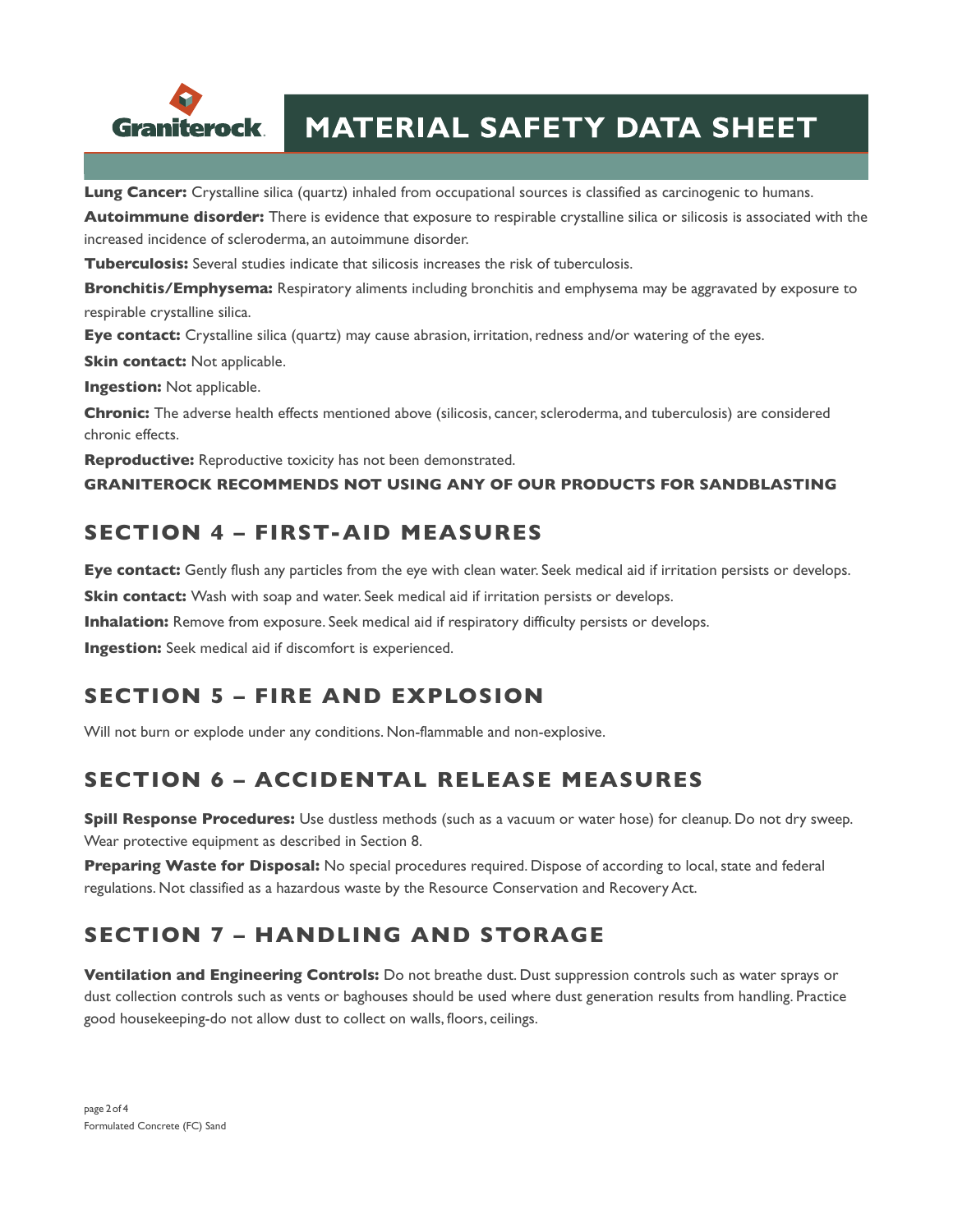**Lung Cancer:** Crystalline silica (quartz) inhaled from occupational sources is classified as carcinogenic to humans.

**Autoimmune disorder:** There is evidence that exposure to respirable crystalline silica or silicosis is associated with the increased incidence of scleroderma, an autoimmune disorder.

**Tuberculosis:** Several studies indicate that silicosis increases the risk of tuberculosis.

**Bronchitis/Emphysema:** Respiratory aliments including bronchitis and emphysema may be aggravated by exposure to respirable crystalline silica.

**Eye contact:** Crystalline silica (quartz) may cause abrasion, irritation, redness and/or watering of the eyes.

**Skin contact:** Not applicable.

**Ingestion:** Not applicable.

**Chronic:** The adverse health effects mentioned above (silicosis, cancer, scleroderma, and tuberculosis) are considered chronic effects.

**Reproductive:** Reproductive toxicity has not been demonstrated.

**GRANITEROCK RECOMMENDS NOT USING ANY OF OUR PRODUCTS FOR SANDBLASTING**

## SECTION 4 – FIRST-AID MEASURES

**Eye contact:** Gently flush any particles from the eye with clean water. Seek medical aid if irritation persists or develops.

**Skin contact:** Wash with soap and water. Seek medical aid if irritation persists or develops.

**Inhalation:** Remove from exposure. Seek medical aid if respiratory difficulty persists or develops.

**Ingestion:** Seek medical aid if discomfort is experienced.

## SECTION 5 – FIRE AND EXPLOSION

Will not burn or explode under any conditions. Non-flammable and non-explosive.

## SECTION 6 – ACCIDENTAL RELEASE MEASURES

**Spill Response Procedures:** Use dustless methods (such as a vacuum or water hose) for cleanup. Do not dry sweep. Wear protective equipment as described in Section 8.

**Preparing Waste for Disposal:** No special procedures required. Dispose of according to local, state and federal regulations. Not classified as a hazardous waste by the Resource Conservation and Recovery Act.

## SECTION 7 – HANDLING AND STORAGE

**Ventilation and Engineering Controls:** Do not breathe dust. Dust suppression controls such as water sprays or dust collection controls such as vents or baghouses should be used where dust generation results from handling. Practice good housekeeping-do not allow dust to collect on walls, floors, ceilings.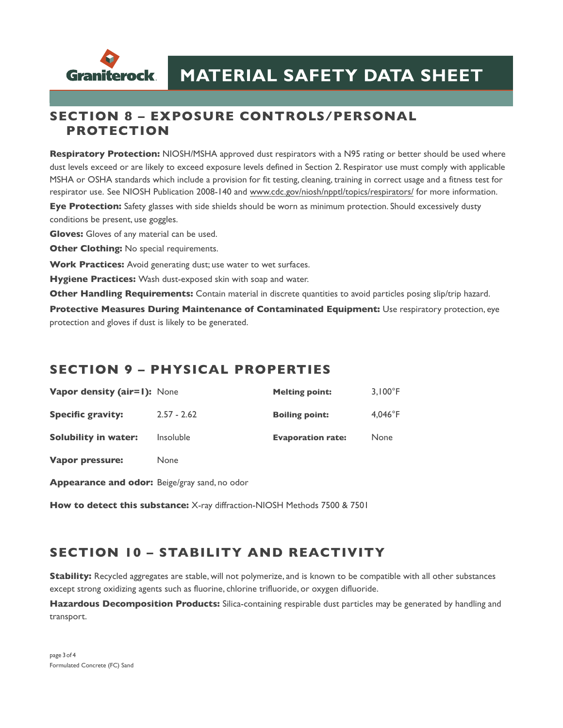## SECTION 8 – EXPOSURE CONTROLS/PERSONAL PROTECTION

**Respiratory Protection:** NIOSH/MSHA approved dust respirators with a N95 rating or better should be used where dust levels exceed or are likely to exceed exposure levels defined in Section 2. Respirator use must comply with applicable MSHA or OSHA standards which include a provision for fit testing, cleaning, training in correct usage and a fitness test for respirator use. See NIOSH Publication 2008-140 and www.cdc.gov/niosh/npptl/topics/respirators/ for more information.

**Eye Protection:** Safety glasses with side shields should be worn as minimum protection. Should excessively dusty conditions be present, use goggles.

**Gloves:** Gloves of any material can be used.

**Other Clothing:** No special requirements.

**Work Practices:** Avoid generating dust; use water to wet surfaces.

**Hygiene Practices:** Wash dust-exposed skin with soap and water.

**Other Handling Requirements:** Contain material in discrete quantities to avoid particles posing slip/trip hazard.

**Protective Measures During Maintenance of Contaminated Equipment:** Use respiratory protection, eye protection and gloves if dust is likely to be generated.

## SECTION 9 – PHYSICAL PROPERTIES

| | | | |
|---|---|---|---|
| **Vapor density (air=1):** | None | **Melting point:** | 3,100°F |
| **Specific gravity:** | 2.57 - 2.62 | **Boiling point:** | 4,046°F |
| **Solubility in water:** | Insoluble | **Evaporation rate:** | None |
| **Vapor pressure:** | None | | |

**Appearance and odor:** Beige/gray sand, no odor

**How to detect this substance:** X-ray diffraction-NIOSH Methods 7500 & 7501

## SECTION 10 – STABILITY AND REACTIVITY

**Stability:** Recycled aggregates are stable, will not polymerize, and is known to be compatible with all other substances except strong oxidizing agents such as fluorine, chlorine trifluoride, or oxygen difluoride.

**Hazardous Decomposition Products:** Silica-containing respirable dust particles may be generated by handling and transport.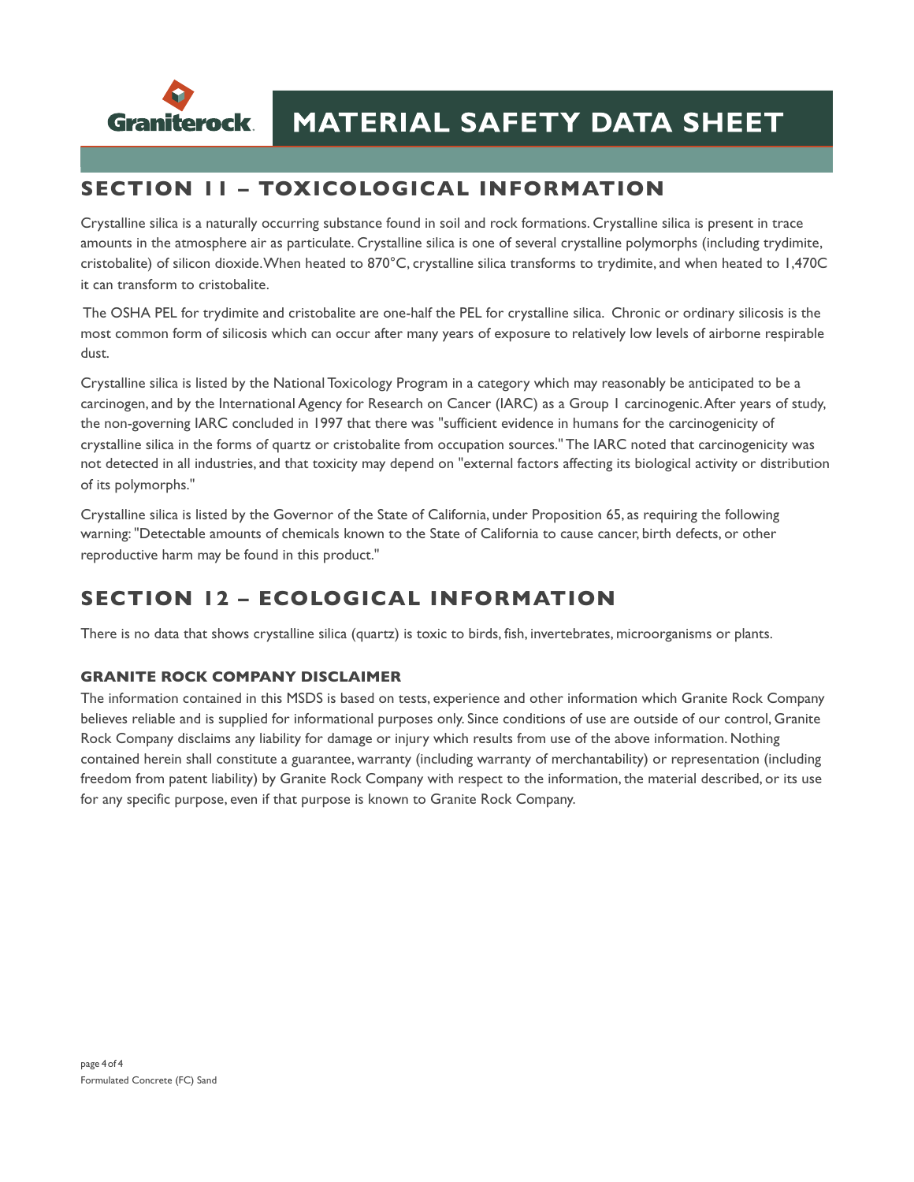# MATERIAL SAFETY DATA SHEET

## SECTION 11 – TOXICOLOGICAL INFORMATION

Crystalline silica is a naturally occurring substance found in soil and rock formations. Crystalline silica is present in trace amounts in the atmosphere air as particulate. Crystalline silica is one of several crystalline polymorphs (including trydimite, cristobalite) of silicon dioxide. When heated to 870°C, crystalline silica transforms to trydimite, and when heated to 1,470C it can transform to cristobalite.

The OSHA PEL for trydimite and cristobalite are one-half the PEL for crystalline silica. Chronic or ordinary silicosis is the most common form of silicosis which can occur after many years of exposure to relatively low levels of airborne respirable dust.

Crystalline silica is listed by the National Toxicology Program in a category which may reasonably be anticipated to be a carcinogen, and by the International Agency for Research on Cancer (IARC) as a Group 1 carcinogenic. After years of study, the non-governing IARC concluded in 1997 that there was "sufficient evidence in humans for the carcinogenicity of crystalline silica in the forms of quartz or cristobalite from occupation sources." The IARC noted that carcinogenicity was not detected in all industries, and that toxicity may depend on "external factors affecting its biological activity or distribution of its polymorphs."

Crystalline silica is listed by the Governor of the State of California, under Proposition 65, as requiring the following warning: "Detectable amounts of chemicals known to the State of California to cause cancer, birth defects, or other reproductive harm may be found in this product."

## SECTION 12 – ECOLOGICAL INFORMATION

There is no data that shows crystalline silica (quartz) is toxic to birds, fish, invertebrates, microorganisms or plants.

### GRANITE ROCK COMPANY DISCLAIMER

The information contained in this MSDS is based on tests, experience and other information which Granite Rock Company believes reliable and is supplied for informational purposes only. Since conditions of use are outside of our control, Granite Rock Company disclaims any liability for damage or injury which results from use of the above information. Nothing contained herein shall constitute a guarantee, warranty (including warranty of merchantability) or representation (including freedom from patent liability) by Granite Rock Company with respect to the information, the material described, or its use for any specific purpose, even if that purpose is known to Granite Rock Company.